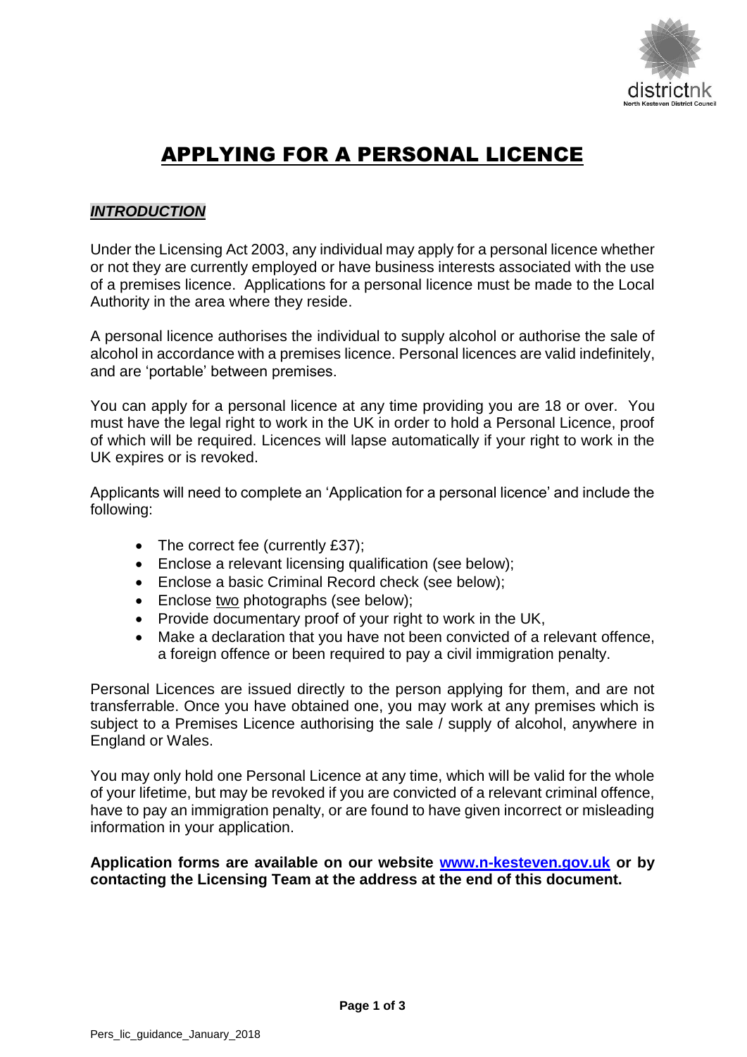# APPLYING FOR A PERSONAL LICENCE

## *INTRODUCTION*

Under the Licensing Act 2003, any individual may apply for a personal licence whether or not they are currently employed or have business interests associated with the use of a premises licence. Applications for a personal licence must be made to the Local Authority in the area where they reside.

A personal licence authorises the individual to supply alcohol or authorise the sale of alcohol in accordance with a premises licence. Personal licences are valid indefinitely, and are 'portable' between premises.

You can apply for a personal licence at any time providing you are 18 or over. You must have the legal right to work in the UK in order to hold a Personal Licence, proof of which will be required. Licences will lapse automatically if your right to work in the UK expires or is revoked.

Applicants will need to complete an 'Application for a personal licence' and include the following:

- The correct fee (currently £37);
- Enclose a relevant licensing qualification (see below);
- Enclose a basic Criminal Record check (see below);
- Enclose two photographs (see below);
- Provide documentary proof of your right to work in the UK,
- Make a declaration that you have not been convicted of a relevant offence, a foreign offence or been required to pay a civil immigration penalty.

Personal Licences are issued directly to the person applying for them, and are not transferrable. Once you have obtained one, you may work at any premises which is subject to a Premises Licence authorising the sale / supply of alcohol, anywhere in England or Wales.

You may only hold one Personal Licence at any time, which will be valid for the whole of your lifetime, but may be revoked if you are convicted of a relevant criminal offence, have to pay an immigration penalty, or are found to have given incorrect or misleading information in your application.

**Application forms are available on our website [www.n-kesteven.gov.uk](http://www.n-kesteven.gov.uk) or by contacting the Licensing Team at the address at the end of this document.**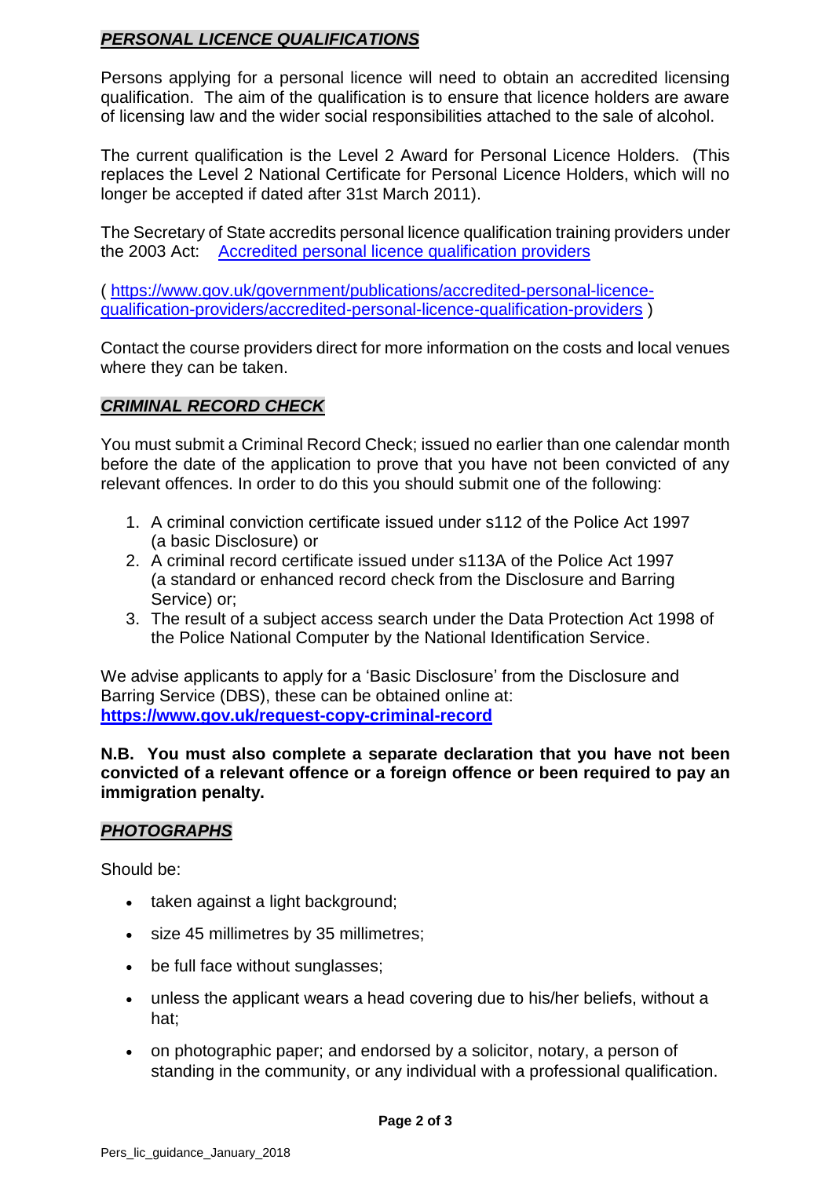## ***PERSONAL LICENCE QUALIFICATIONS***

Persons applying for a personal licence will need to obtain an accredited licensing qualification. The aim of the qualification is to ensure that licence holders are aware of licensing law and the wider social responsibilities attached to the sale of alcohol.

The current qualification is the Level 2 Award for Personal Licence Holders. (This replaces the Level 2 National Certificate for Personal Licence Holders, which will no longer be accepted if dated after 31st March 2011).

The Secretary of State accredits personal licence qualification training providers under the 2003 Act: [Accredited personal licence qualification providers](https://www.gov.uk/government/publications/accredited-personal-licence-qualification-providers/accredited-personal-licence-qualification-providers)

( https://www.gov.uk/government/publications/accredited-personal-licence-qualification-providers/accredited-personal-licence-qualification-providers )

Contact the course providers direct for more information on the costs and local venues where they can be taken.

## ***CRIMINAL RECORD CHECK***

You must submit a Criminal Record Check; issued no earlier than one calendar month before the date of the application to prove that you have not been convicted of any relevant offences. In order to do this you should submit one of the following:

1. A criminal conviction certificate issued under s112 of the Police Act 1997 (a basic Disclosure) or
2. A criminal record certificate issued under s113A of the Police Act 1997 (a standard or enhanced record check from the Disclosure and Barring Service) or;
3. The result of a subject access search under the Data Protection Act 1998 of the Police National Computer by the National Identification Service.

We advise applicants to apply for a 'Basic Disclosure' from the Disclosure and Barring Service (DBS), these can be obtained online at:
**https://www.gov.uk/request-copy-criminal-record**

**N.B. You must also complete a separate declaration that you have not been convicted of a relevant offence or a foreign offence or been required to pay an immigration penalty.**

## ***PHOTOGRAPHS***

Should be:

- taken against a light background;
- size 45 millimetres by 35 millimetres;
- be full face without sunglasses;
- unless the applicant wears a head covering due to his/her beliefs, without a hat;
- on photographic paper; and endorsed by a solicitor, notary, a person of standing in the community, or any individual with a professional qualification.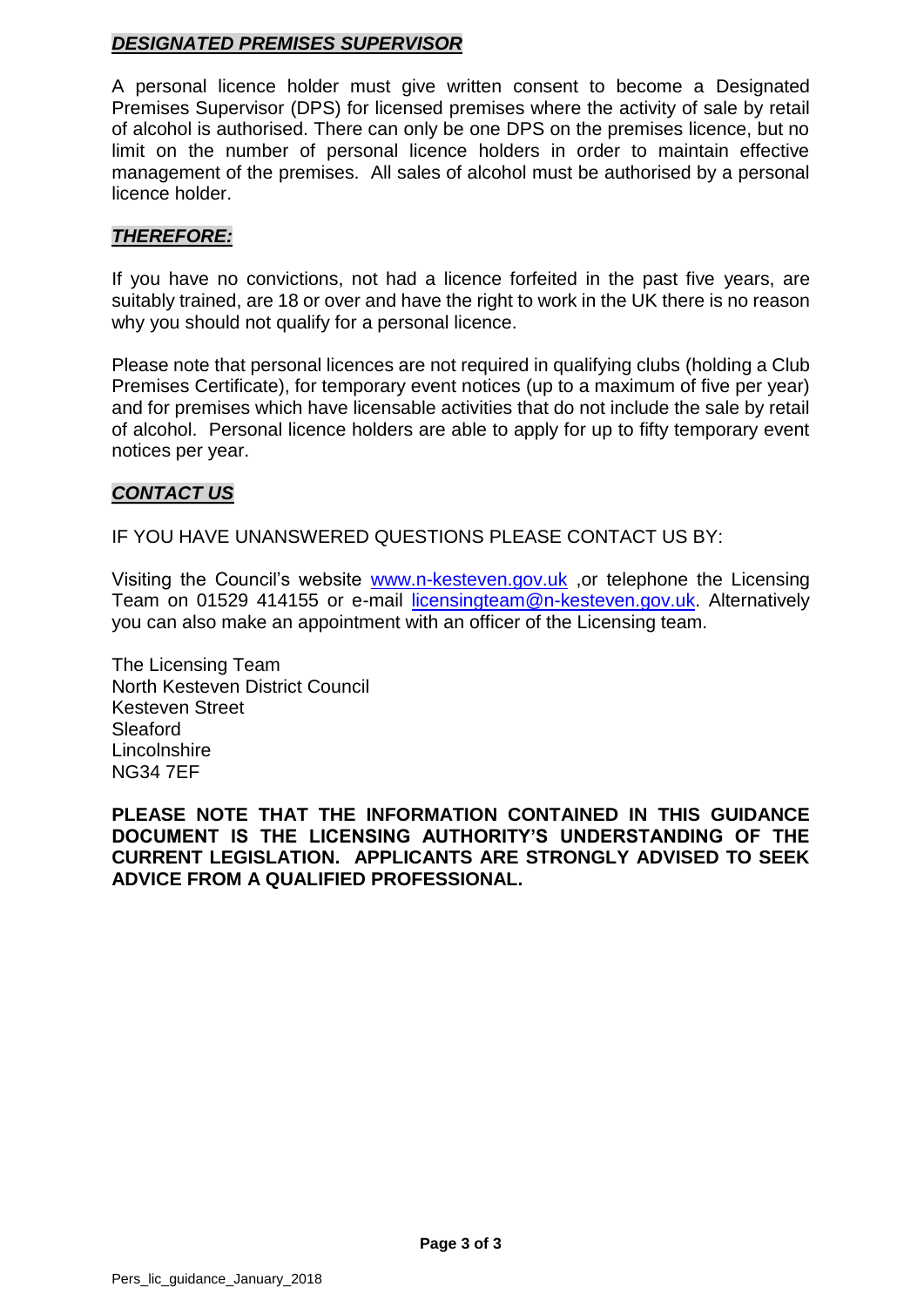## ***DESIGNATED PREMISES SUPERVISOR***

A personal licence holder must give written consent to become a Designated Premises Supervisor (DPS) for licensed premises where the activity of sale by retail of alcohol is authorised. There can only be one DPS on the premises licence, but no limit on the number of personal licence holders in order to maintain effective management of the premises. All sales of alcohol must be authorised by a personal licence holder.

## ***THEREFORE:***

If you have no convictions, not had a licence forfeited in the past five years, are suitably trained, are 18 or over and have the right to work in the UK there is no reason why you should not qualify for a personal licence.

Please note that personal licences are not required in qualifying clubs (holding a Club Premises Certificate), for temporary event notices (up to a maximum of five per year) and for premises which have licensable activities that do not include the sale by retail of alcohol. Personal licence holders are able to apply for up to fifty temporary event notices per year.

## ***CONTACT US***

IF YOU HAVE UNANSWERED QUESTIONS PLEASE CONTACT US BY:

Visiting the Council's website www.n-kesteven.gov.uk ,or telephone the Licensing Team on 01529 414155 or e-mail licensingteam@n-kesteven.gov.uk. Alternatively you can also make an appointment with an officer of the Licensing team.

The Licensing Team  
North Kesteven District Council  
Kesteven Street  
Sleaford  
Lincolnshire  
NG34 7EF

**PLEASE NOTE THAT THE INFORMATION CONTAINED IN THIS GUIDANCE DOCUMENT IS THE LICENSING AUTHORITY'S UNDERSTANDING OF THE CURRENT LEGISLATION. APPLICANTS ARE STRONGLY ADVISED TO SEEK ADVICE FROM A QUALIFIED PROFESSIONAL.**